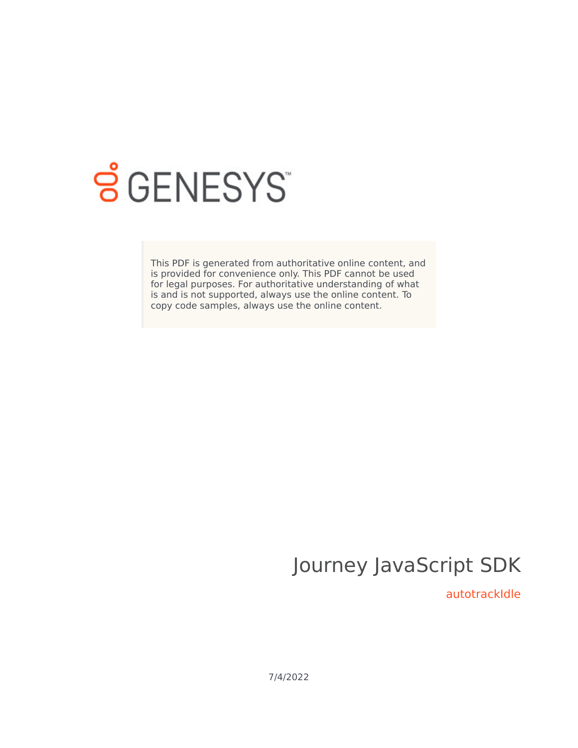This PDF is generated from authoritative online content, and is provided for convenience only. This PDF cannot be used for legal purposes. For authoritative understanding of what is and is not supported, always use the online content. To copy code samples, always use the online content.

# Journey JavaScript SDK

## autotrackIdle

7/4/2022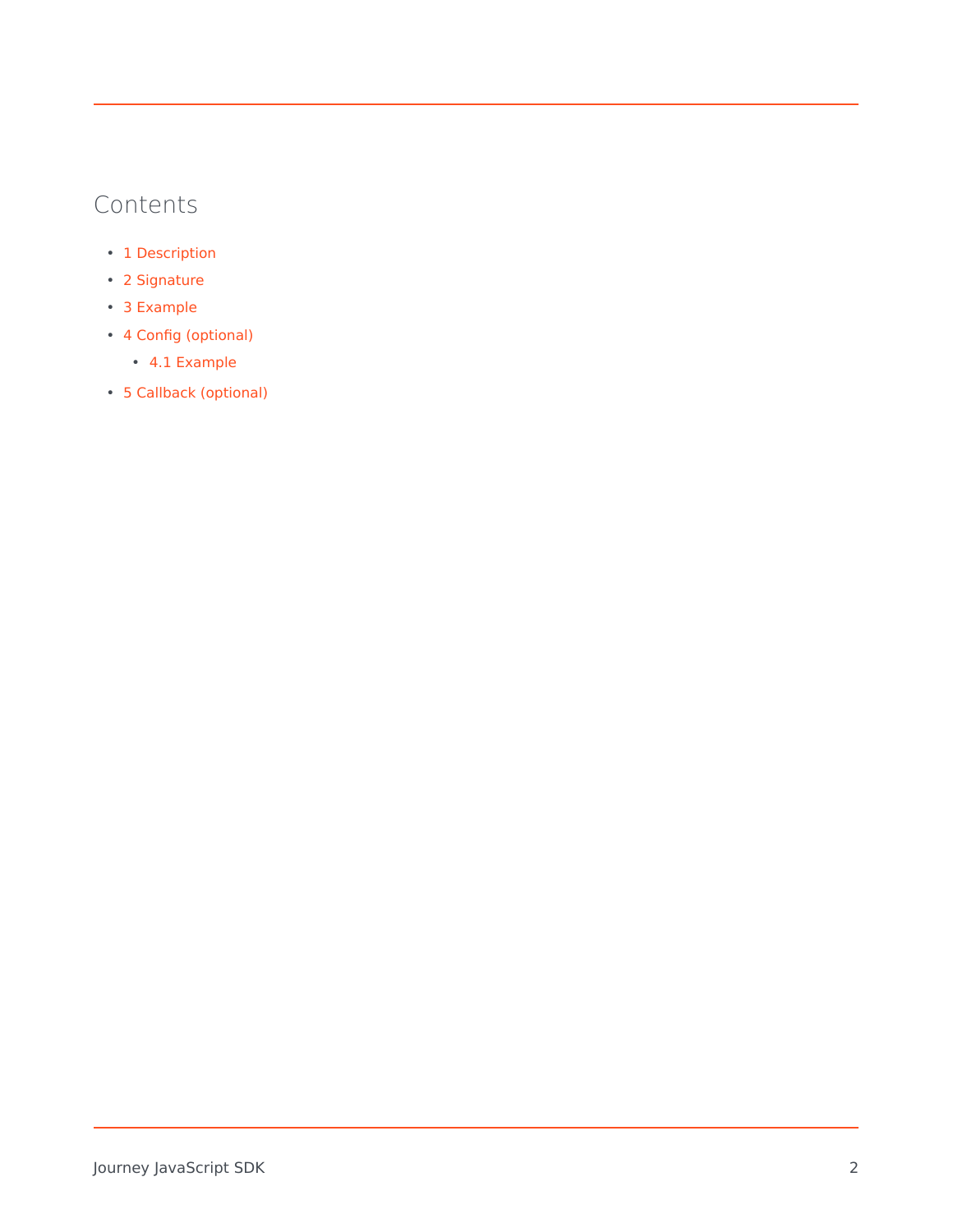## Contents

- 1 Description
- 2 Signature
- 3 Example
- 4 Config (optional)
  - 4.1 Example
- 5 Callback (optional)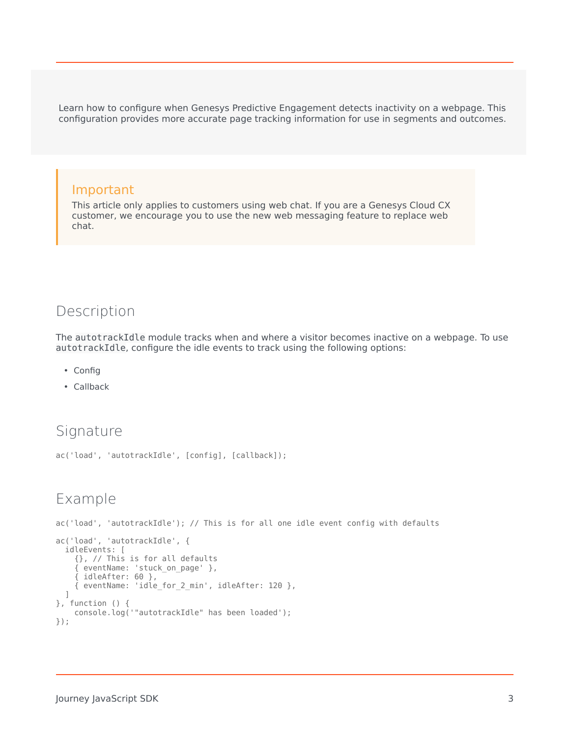Learn how to configure when Genesys Predictive Engagement detects inactivity on a webpage. This configuration provides more accurate page tracking information for use in segments and outcomes.

> **Important**
> This article only applies to customers using web chat. If you are a Genesys Cloud CX customer, we encourage you to use the new web messaging feature to replace web chat.

## Description

The `autotrackIdle` module tracks when and where a visitor becomes inactive on a webpage. To use `autotrackIdle`, configure the idle events to track using the following options:

- Config
- Callback

## Signature

```
ac('load', 'autotrackIdle', [config], [callback]);
```

## Example

```
ac('load', 'autotrackIdle'); // This is for all one idle event config with defaults

ac('load', 'autotrackIdle', {
  idleEvents: [
    {}, // This is for all defaults
    { eventName: 'stuck_on_page' },
    { idleAfter: 60 },
    { eventName: 'idle_for_2_min', idleAfter: 120 },
  ]
}, function () {
    console.log('"autotrackIdle" has been loaded');
});
```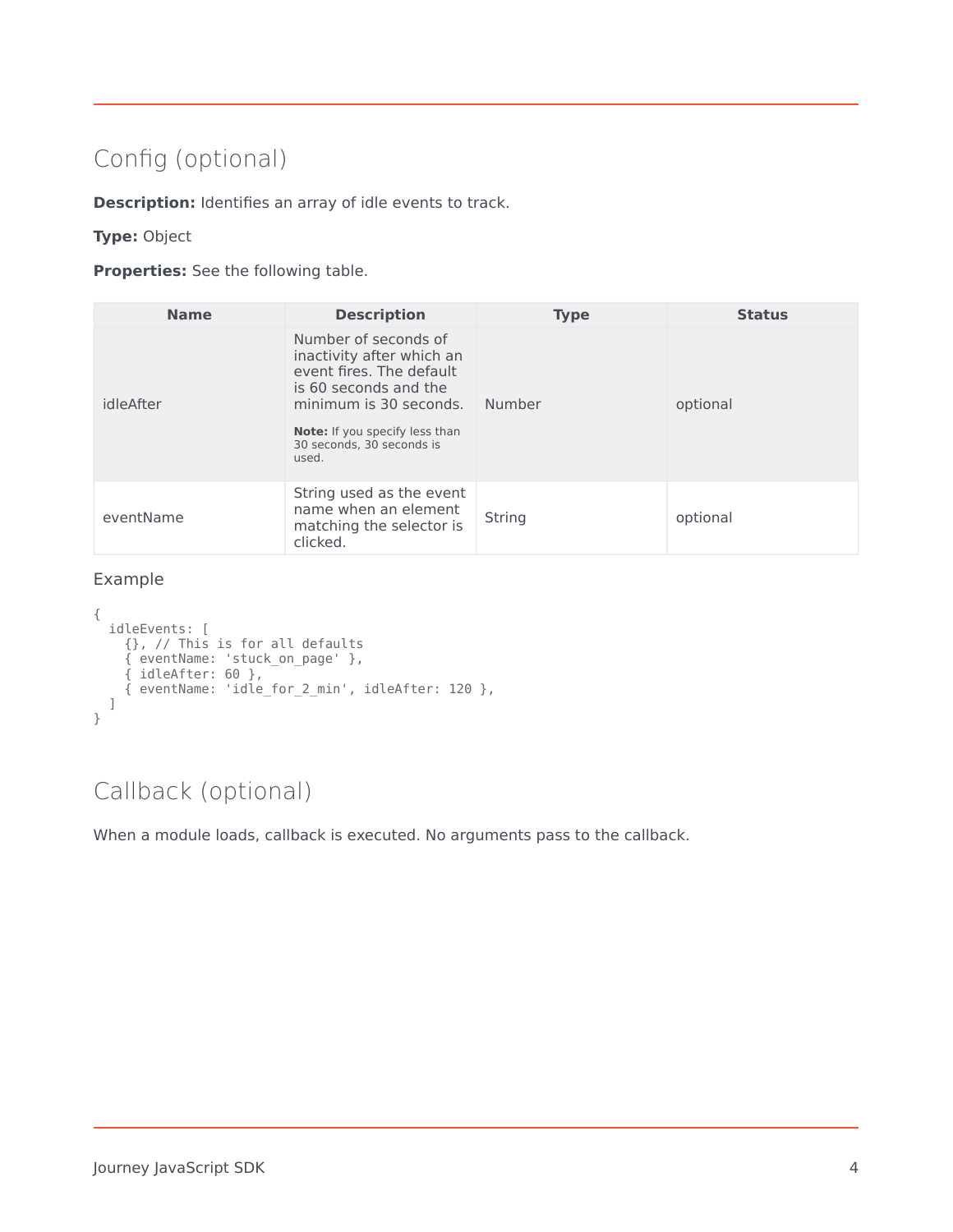## Config (optional)

**Description:** Identifies an array of idle events to track.

**Type:** Object

**Properties:** See the following table.

| Name | Description | Type | Status |
|---|---|---|---|
| idleAfter | Number of seconds of inactivity after which an event fires. The default is 60 seconds and the minimum is 30 seconds. **Note:** If you specify less than 30 seconds, 30 seconds is used. | Number | optional |
| eventName | String used as the event name when an element matching the selector is clicked. | String | optional |

### Example

```
{
  idleEvents: [
    {}, // This is for all defaults
    { eventName: 'stuck_on_page' },
    { idleAfter: 60 },
    { eventName: 'idle_for_2_min', idleAfter: 120 },
  ]
}
```

## Callback (optional)

When a module loads, callback is executed. No arguments pass to the callback.